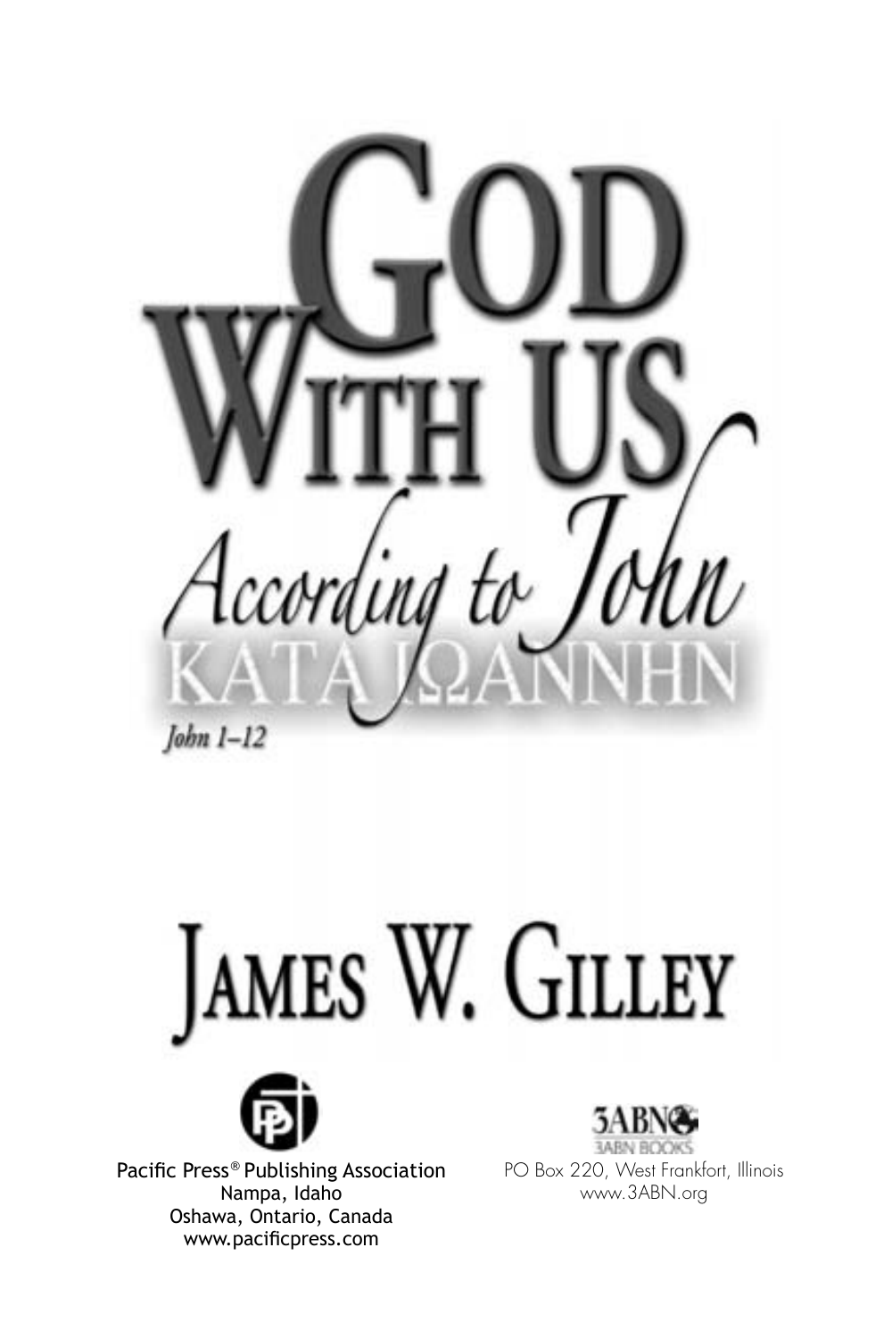# God With Us

## According to John

## ΚΑΤΑ ΙΩΑΝΝΗΝ

*John 1–12*

# James W. Gilley

Pacific Press® Publishing Association
Nampa, Idaho
Oshawa, Ontario, Canada
www.pacificpress.com

3ABN
3ABN BOOKS
PO Box 220, West Frankfort, Illinois
www.3ABN.org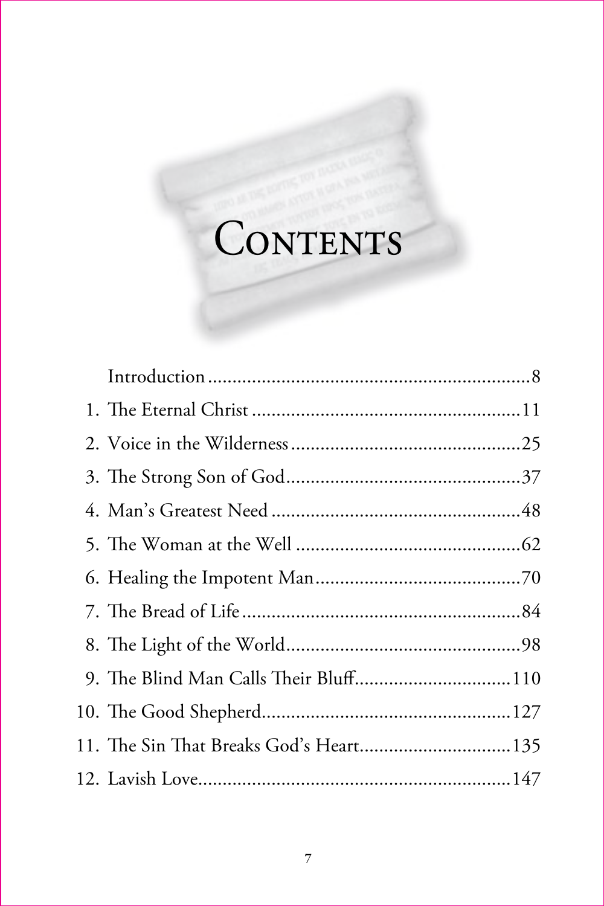# Contents

Introduction ........ 8

1. The Eternal Christ ........ 11
2. Voice in the Wilderness ........ 25
3. The Strong Son of God ........ 37
4. Man's Greatest Need ........ 48
5. The Woman at the Well ........ 62
6. Healing the Impotent Man ........ 70
7. The Bread of Life ........ 84
8. The Light of the World ........ 98
9. The Blind Man Calls Their Bluff ........ 110
10. The Good Shepherd ........ 127
11. The Sin That Breaks God's Heart ........ 135
12. Lavish Love ........ 147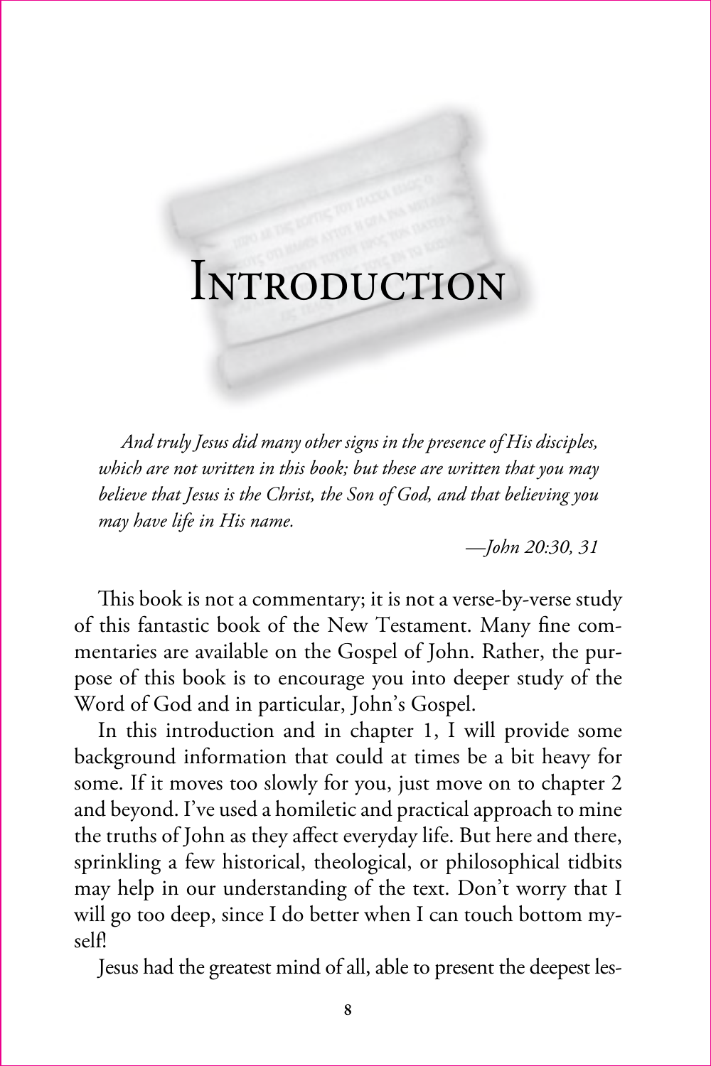# Introduction

*And truly Jesus did many other signs in the presence of His disciples, which are not written in this book; but these are written that you may believe that Jesus is the Christ, the Son of God, and that believing you may have life in His name.*

*—John 20:30, 31*

This book is not a commentary; it is not a verse-by-verse study of this fantastic book of the New Testament. Many fine commentaries are available on the Gospel of John. Rather, the purpose of this book is to encourage you into deeper study of the Word of God and in particular, John's Gospel.

In this introduction and in chapter 1, I will provide some background information that could at times be a bit heavy for some. If it moves too slowly for you, just move on to chapter 2 and beyond. I've used a homiletic and practical approach to mine the truths of John as they affect everyday life. But here and there, sprinkling a few historical, theological, or philosophical tidbits may help in our understanding of the text. Don't worry that I will go too deep, since I do better when I can touch bottom myself!

Jesus had the greatest mind of all, able to present the deepest les-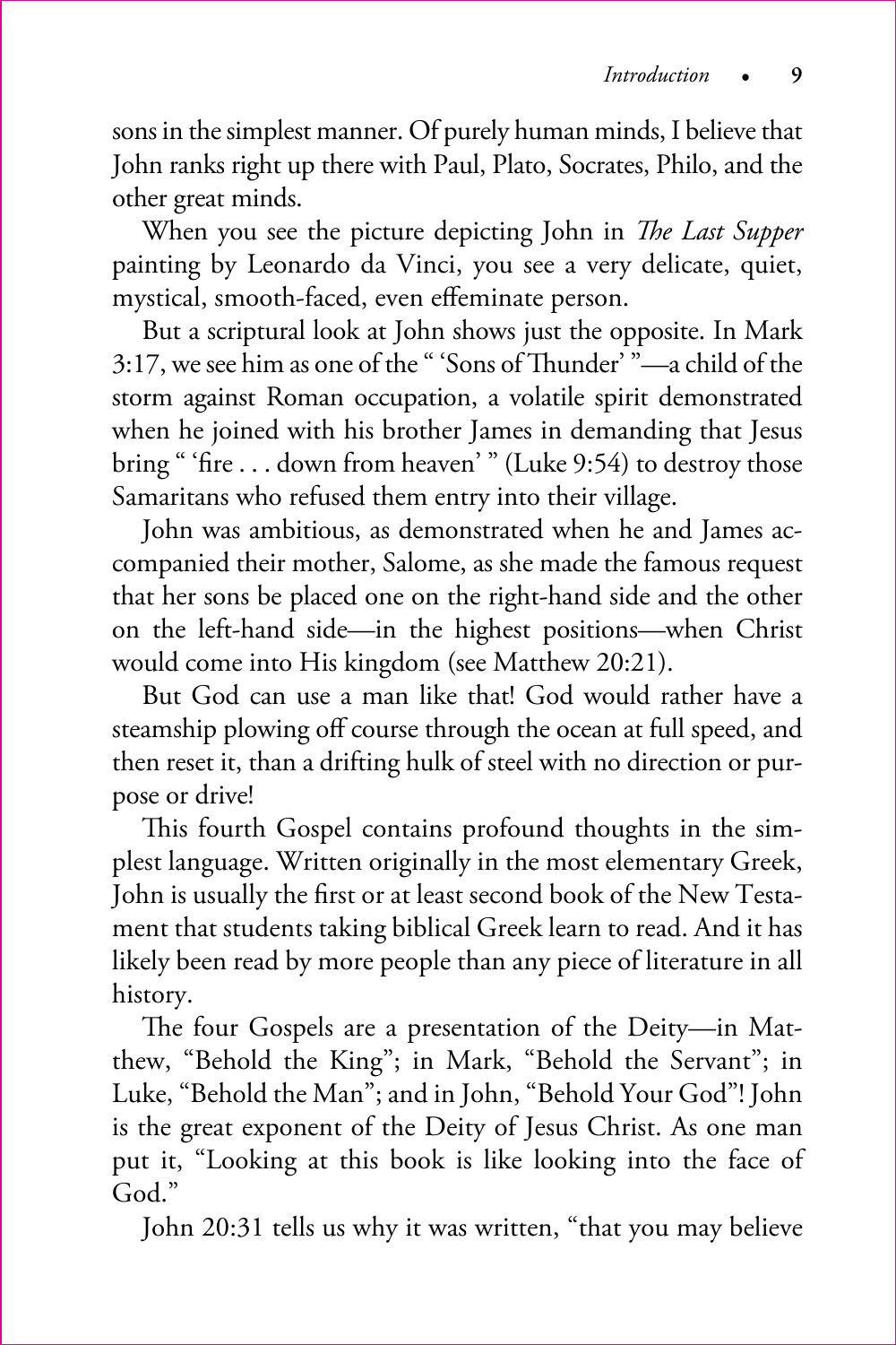sons in the simplest manner. Of purely human minds, I believe that John ranks right up there with Paul, Plato, Socrates, Philo, and the other great minds.

When you see the picture depicting John in *The Last Supper* painting by Leonardo da Vinci, you see a very delicate, quiet, mystical, smooth-faced, even effeminate person.

But a scriptural look at John shows just the opposite. In Mark 3:17, we see him as one of the " 'Sons of Thunder' "—a child of the storm against Roman occupation, a volatile spirit demonstrated when he joined with his brother James in demanding that Jesus bring " 'fire . . . down from heaven' " (Luke 9:54) to destroy those Samaritans who refused them entry into their village.

John was ambitious, as demonstrated when he and James accompanied their mother, Salome, as she made the famous request that her sons be placed one on the right-hand side and the other on the left-hand side—in the highest positions—when Christ would come into His kingdom (see Matthew 20:21).

But God can use a man like that! God would rather have a steamship plowing off course through the ocean at full speed, and then reset it, than a drifting hulk of steel with no direction or purpose or drive!

This fourth Gospel contains profound thoughts in the simplest language. Written originally in the most elementary Greek, John is usually the first or at least second book of the New Testament that students taking biblical Greek learn to read. And it has likely been read by more people than any piece of literature in all history.

The four Gospels are a presentation of the Deity—in Matthew, "Behold the King"; in Mark, "Behold the Servant"; in Luke, "Behold the Man"; and in John, "Behold Your God"! John is the great exponent of the Deity of Jesus Christ. As one man put it, "Looking at this book is like looking into the face of God."

John 20:31 tells us why it was written, "that you may believe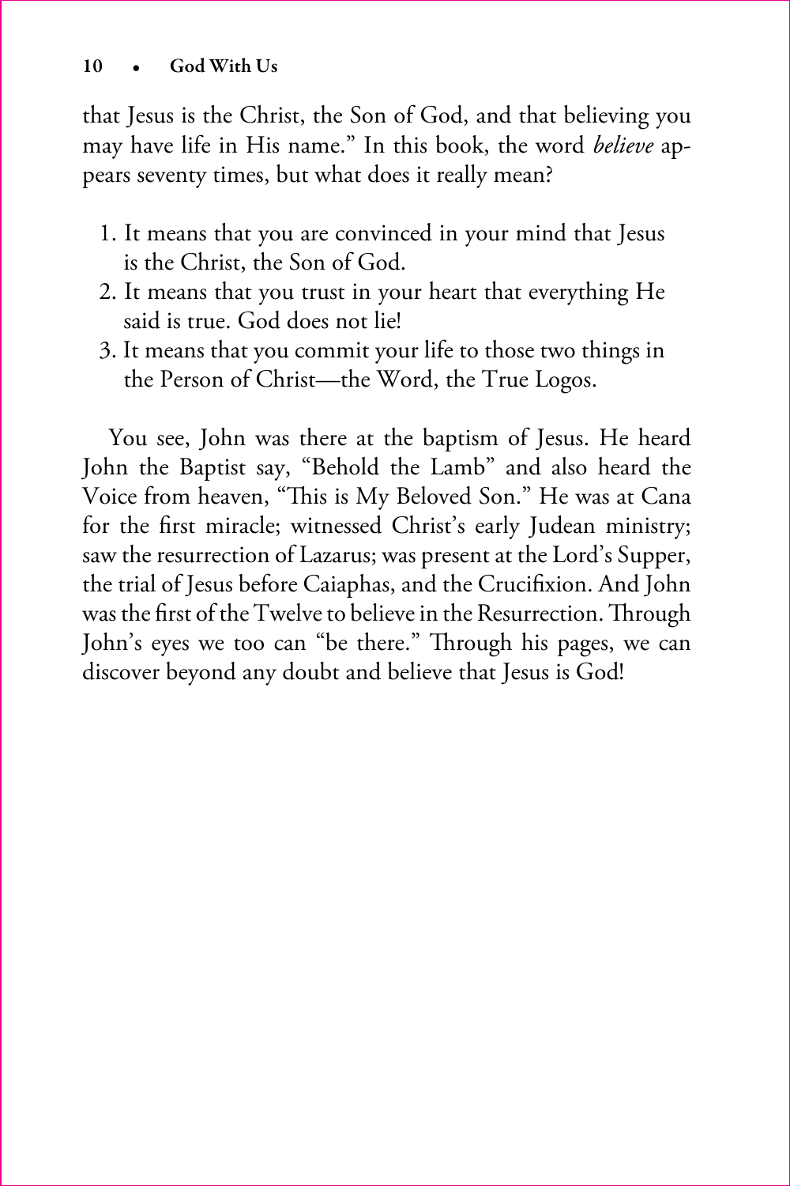that Jesus is the Christ, the Son of God, and that believing you may have life in His name." In this book, the word *believe* appears seventy times, but what does it really mean?

1. It means that you are convinced in your mind that Jesus is the Christ, the Son of God.
2. It means that you trust in your heart that everything He said is true. God does not lie!
3. It means that you commit your life to those two things in the Person of Christ—the Word, the True Logos.

You see, John was there at the baptism of Jesus. He heard John the Baptist say, "Behold the Lamb" and also heard the Voice from heaven, "This is My Beloved Son." He was at Cana for the first miracle; witnessed Christ's early Judean ministry; saw the resurrection of Lazarus; was present at the Lord's Supper, the trial of Jesus before Caiaphas, and the Crucifixion. And John was the first of the Twelve to believe in the Resurrection. Through John's eyes we too can "be there." Through his pages, we can discover beyond any doubt and believe that Jesus is God!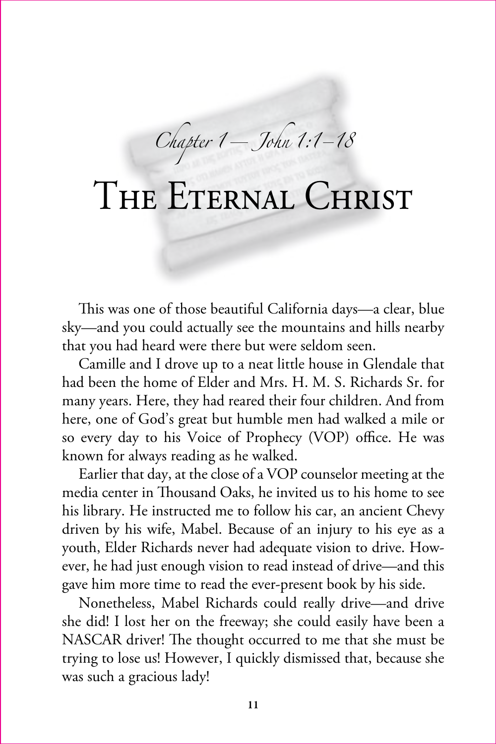*Chapter 1—John 1:1–18*

# The Eternal Christ

This was one of those beautiful California days—a clear, blue sky—and you could actually see the mountains and hills nearby that you had heard were there but were seldom seen.

Camille and I drove up to a neat little house in Glendale that had been the home of Elder and Mrs. H. M. S. Richards Sr. for many years. Here, they had reared their four children. And from here, one of God's great but humble men had walked a mile or so every day to his Voice of Prophecy (VOP) office. He was known for always reading as he walked.

Earlier that day, at the close of a VOP counselor meeting at the media center in Thousand Oaks, he invited us to his home to see his library. He instructed me to follow his car, an ancient Chevy driven by his wife, Mabel. Because of an injury to his eye as a youth, Elder Richards never had adequate vision to drive. However, he had just enough vision to read instead of drive—and this gave him more time to read the ever-present book by his side.

Nonetheless, Mabel Richards could really drive—and drive she did! I lost her on the freeway; she could easily have been a NASCAR driver! The thought occurred to me that she must be trying to lose us! However, I quickly dismissed that, because she was such a gracious lady!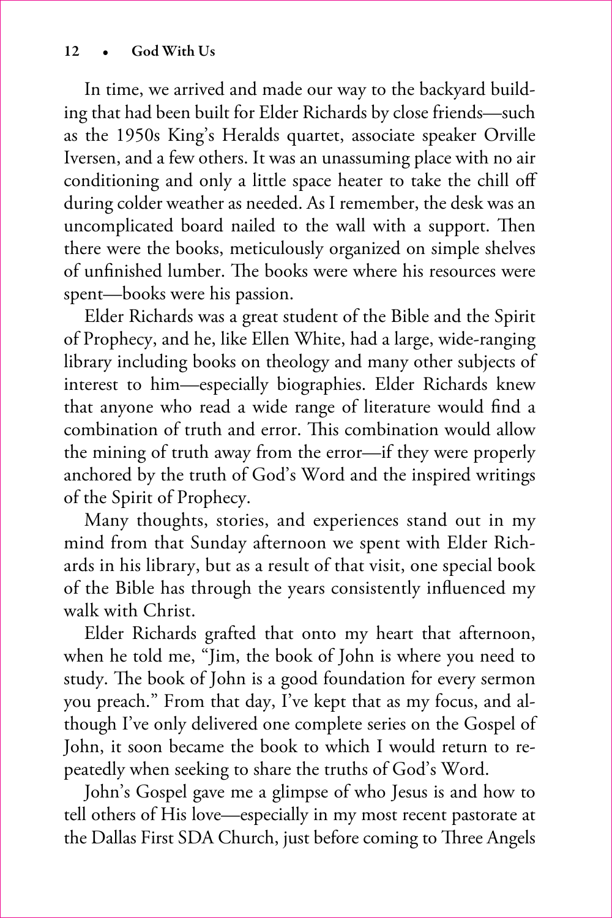In time, we arrived and made our way to the backyard building that had been built for Elder Richards by close friends—such as the 1950s King's Heralds quartet, associate speaker Orville Iversen, and a few others. It was an unassuming place with no air conditioning and only a little space heater to take the chill off during colder weather as needed. As I remember, the desk was an uncomplicated board nailed to the wall with a support. Then there were the books, meticulously organized on simple shelves of unfinished lumber. The books were where his resources were spent—books were his passion.

Elder Richards was a great student of the Bible and the Spirit of Prophecy, and he, like Ellen White, had a large, wide-ranging library including books on theology and many other subjects of interest to him—especially biographies. Elder Richards knew that anyone who read a wide range of literature would find a combination of truth and error. This combination would allow the mining of truth away from the error—if they were properly anchored by the truth of God's Word and the inspired writings of the Spirit of Prophecy.

Many thoughts, stories, and experiences stand out in my mind from that Sunday afternoon we spent with Elder Richards in his library, but as a result of that visit, one special book of the Bible has through the years consistently influenced my walk with Christ.

Elder Richards grafted that onto my heart that afternoon, when he told me, "Jim, the book of John is where you need to study. The book of John is a good foundation for every sermon you preach." From that day, I've kept that as my focus, and although I've only delivered one complete series on the Gospel of John, it soon became the book to which I would return to repeatedly when seeking to share the truths of God's Word.

John's Gospel gave me a glimpse of who Jesus is and how to tell others of His love—especially in my most recent pastorate at the Dallas First SDA Church, just before coming to Three Angels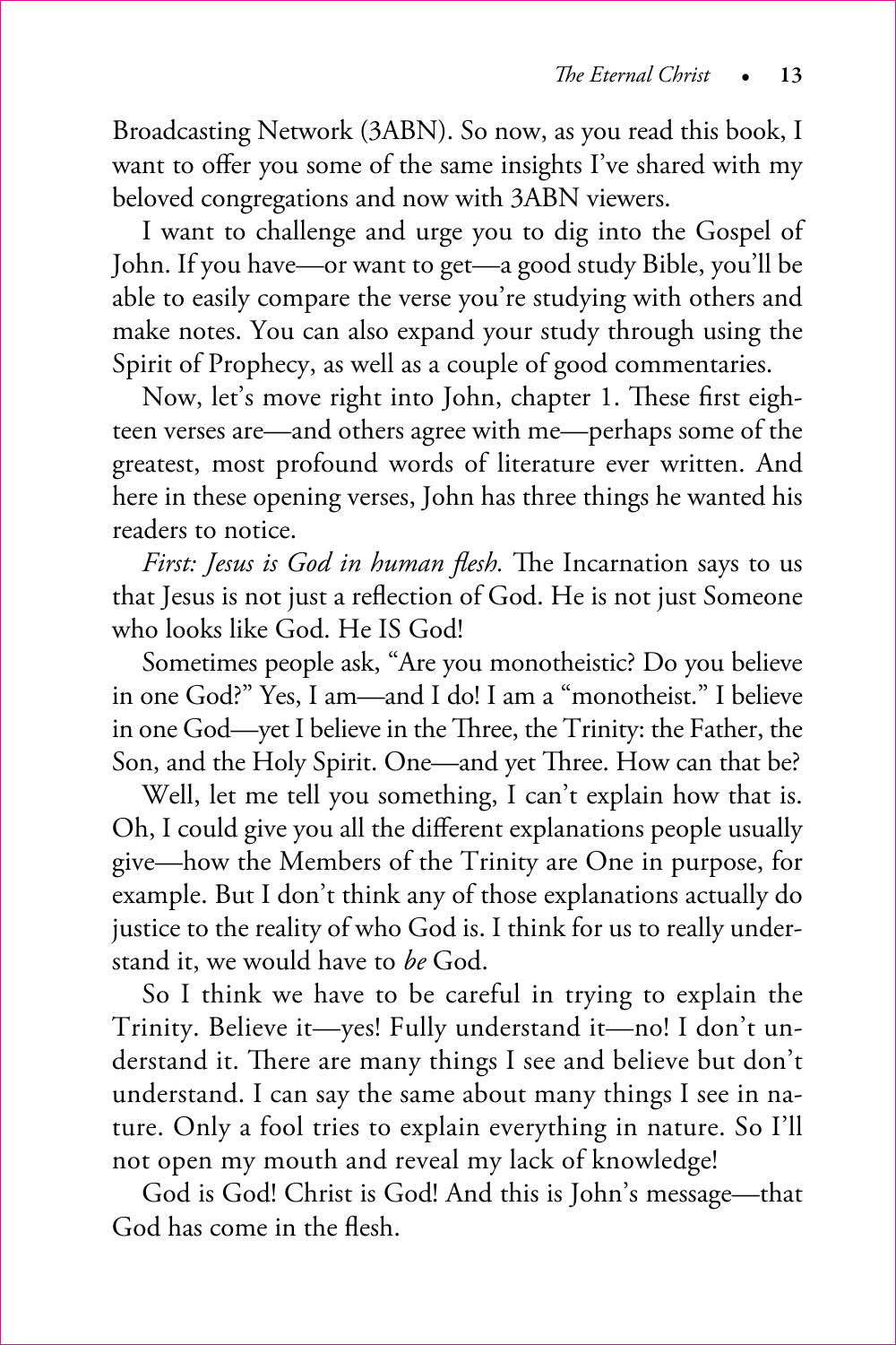Broadcasting Network (3ABN). So now, as you read this book, I want to offer you some of the same insights I've shared with my beloved congregations and now with 3ABN viewers.

I want to challenge and urge you to dig into the Gospel of John. If you have—or want to get—a good study Bible, you'll be able to easily compare the verse you're studying with others and make notes. You can also expand your study through using the Spirit of Prophecy, as well as a couple of good commentaries.

Now, let's move right into John, chapter 1. These first eighteen verses are—and others agree with me—perhaps some of the greatest, most profound words of literature ever written. And here in these opening verses, John has three things he wanted his readers to notice.

*First: Jesus is God in human flesh.* The Incarnation says to us that Jesus is not just a reflection of God. He is not just Someone who looks like God. He IS God!

Sometimes people ask, "Are you monotheistic? Do you believe in one God?" Yes, I am—and I do! I am a "monotheist." I believe in one God—yet I believe in the Three, the Trinity: the Father, the Son, and the Holy Spirit. One—and yet Three. How can that be?

Well, let me tell you something, I can't explain how that is. Oh, I could give you all the different explanations people usually give—how the Members of the Trinity are One in purpose, for example. But I don't think any of those explanations actually do justice to the reality of who God is. I think for us to really understand it, we would have to *be* God.

So I think we have to be careful in trying to explain the Trinity. Believe it—yes! Fully understand it—no! I don't understand it. There are many things I see and believe but don't understand. I can say the same about many things I see in nature. Only a fool tries to explain everything in nature. So I'll not open my mouth and reveal my lack of knowledge!

God is God! Christ is God! And this is John's message—that God has come in the flesh.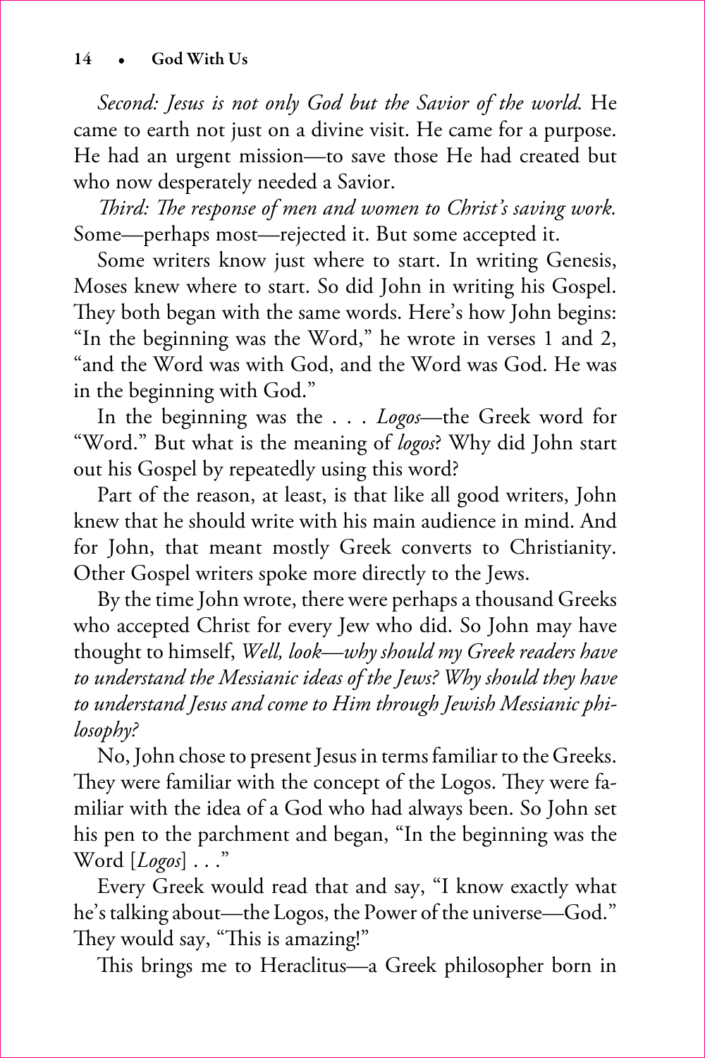*Second: Jesus is not only God but the Savior of the world.* He came to earth not just on a divine visit. He came for a purpose. He had an urgent mission—to save those He had created but who now desperately needed a Savior.

*Third: The response of men and women to Christ's saving work.* Some—perhaps most—rejected it. But some accepted it.

Some writers know just where to start. In writing Genesis, Moses knew where to start. So did John in writing his Gospel. They both began with the same words. Here's how John begins: "In the beginning was the Word," he wrote in verses 1 and 2, "and the Word was with God, and the Word was God. He was in the beginning with God."

In the beginning was the . . . *Logos*—the Greek word for "Word." But what is the meaning of *logos*? Why did John start out his Gospel by repeatedly using this word?

Part of the reason, at least, is that like all good writers, John knew that he should write with his main audience in mind. And for John, that meant mostly Greek converts to Christianity. Other Gospel writers spoke more directly to the Jews.

By the time John wrote, there were perhaps a thousand Greeks who accepted Christ for every Jew who did. So John may have thought to himself, *Well, look—why should my Greek readers have to understand the Messianic ideas of the Jews? Why should they have to understand Jesus and come to Him through Jewish Messianic philosophy?*

No, John chose to present Jesus in terms familiar to the Greeks. They were familiar with the concept of the Logos. They were familiar with the idea of a God who had always been. So John set his pen to the parchment and began, "In the beginning was the Word [*Logos*] . . ."

Every Greek would read that and say, "I know exactly what he's talking about—the Logos, the Power of the universe—God." They would say, "This is amazing!"

This brings me to Heraclitus—a Greek philosopher born in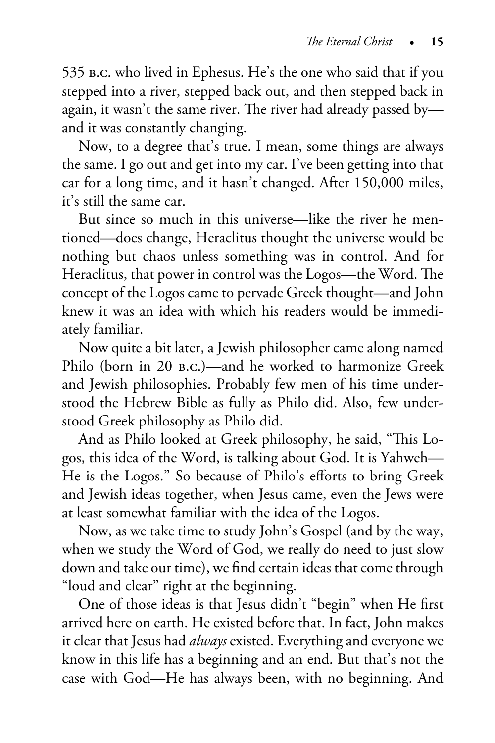535 B.C. who lived in Ephesus. He's the one who said that if you stepped into a river, stepped back out, and then stepped back in again, it wasn't the same river. The river had already passed by—and it was constantly changing.

Now, to a degree that's true. I mean, some things are always the same. I go out and get into my car. I've been getting into that car for a long time, and it hasn't changed. After 150,000 miles, it's still the same car.

But since so much in this universe—like the river he mentioned—does change, Heraclitus thought the universe would be nothing but chaos unless something was in control. And for Heraclitus, that power in control was the Logos—the Word. The concept of the Logos came to pervade Greek thought—and John knew it was an idea with which his readers would be immediately familiar.

Now quite a bit later, a Jewish philosopher came along named Philo (born in 20 B.C.)—and he worked to harmonize Greek and Jewish philosophies. Probably few men of his time understood the Hebrew Bible as fully as Philo did. Also, few understood Greek philosophy as Philo did.

And as Philo looked at Greek philosophy, he said, "This Logos, this idea of the Word, is talking about God. It is Yahweh—He is the Logos." So because of Philo's efforts to bring Greek and Jewish ideas together, when Jesus came, even the Jews were at least somewhat familiar with the idea of the Logos.

Now, as we take time to study John's Gospel (and by the way, when we study the Word of God, we really do need to just slow down and take our time), we find certain ideas that come through "loud and clear" right at the beginning.

One of those ideas is that Jesus didn't "begin" when He first arrived here on earth. He existed before that. In fact, John makes it clear that Jesus had *always* existed. Everything and everyone we know in this life has a beginning and an end. But that's not the case with God—He has always been, with no beginning. And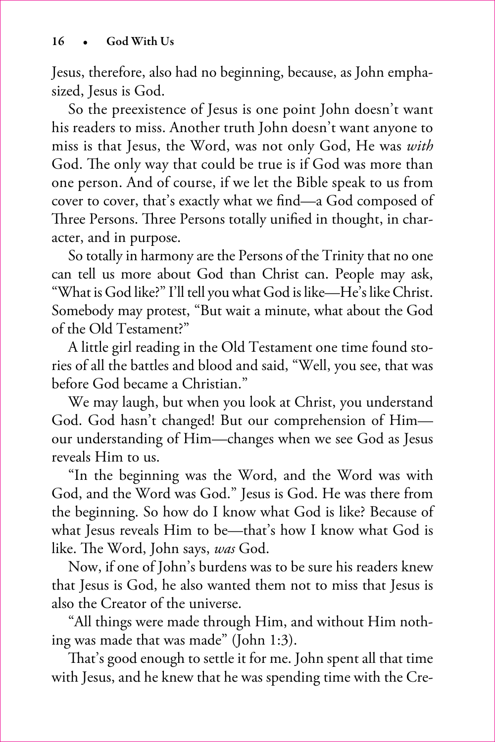Jesus, therefore, also had no beginning, because, as John emphasized, Jesus is God.

So the preexistence of Jesus is one point John doesn't want his readers to miss. Another truth John doesn't want anyone to miss is that Jesus, the Word, was not only God, He was *with* God. The only way that could be true is if God was more than one person. And of course, if we let the Bible speak to us from cover to cover, that's exactly what we find—a God composed of Three Persons. Three Persons totally unified in thought, in character, and in purpose.

So totally in harmony are the Persons of the Trinity that no one can tell us more about God than Christ can. People may ask, "What is God like?" I'll tell you what God is like—He's like Christ. Somebody may protest, "But wait a minute, what about the God of the Old Testament?"

A little girl reading in the Old Testament one time found stories of all the battles and blood and said, "Well, you see, that was before God became a Christian."

We may laugh, but when you look at Christ, you understand God. God hasn't changed! But our comprehension of Him—our understanding of Him—changes when we see God as Jesus reveals Him to us.

"In the beginning was the Word, and the Word was with God, and the Word was God." Jesus is God. He was there from the beginning. So how do I know what God is like? Because of what Jesus reveals Him to be—that's how I know what God is like. The Word, John says, *was* God.

Now, if one of John's burdens was to be sure his readers knew that Jesus is God, he also wanted them not to miss that Jesus is also the Creator of the universe.

"All things were made through Him, and without Him nothing was made that was made" (John 1:3).

That's good enough to settle it for me. John spent all that time with Jesus, and he knew that he was spending time with the Cre-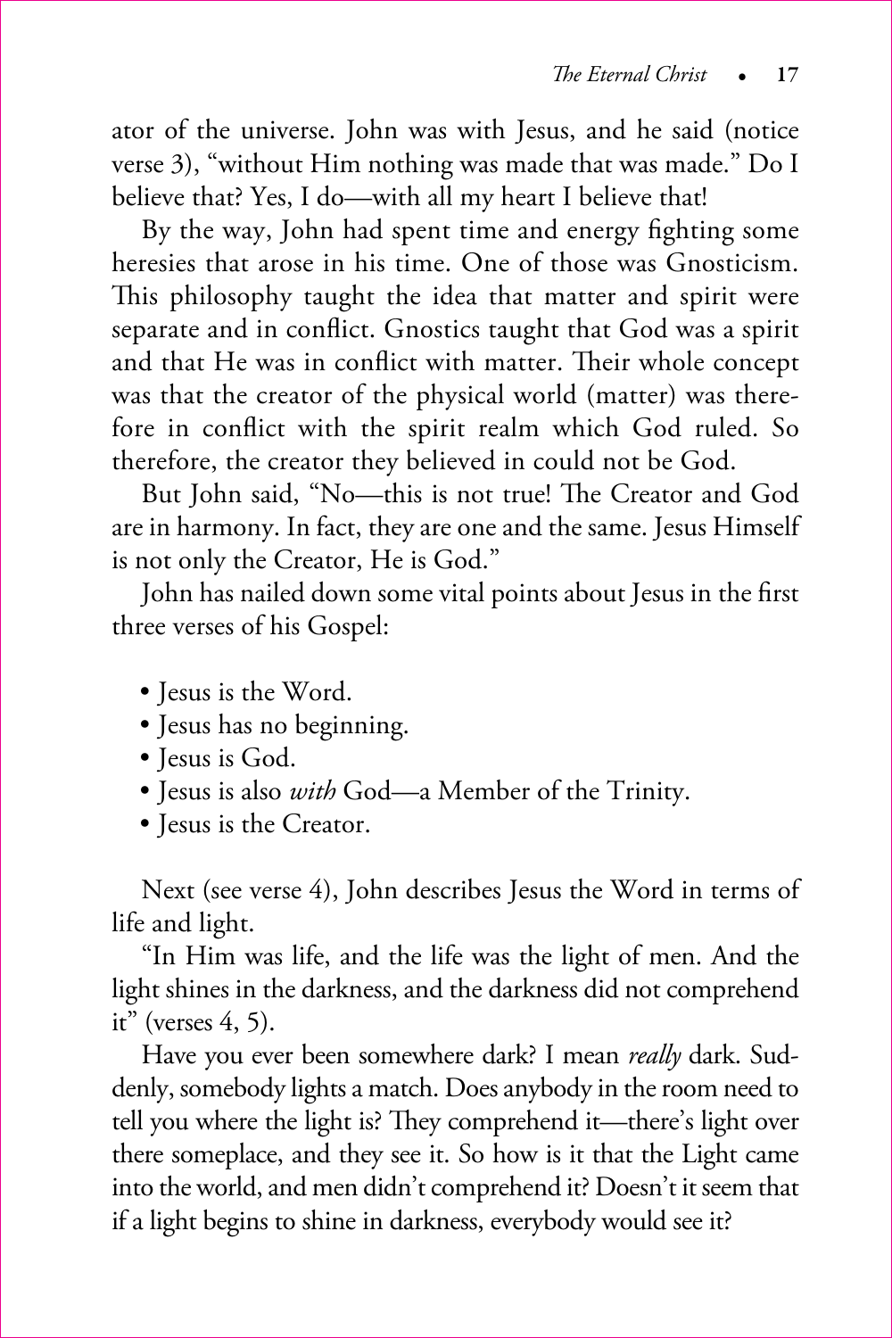ator of the universe. John was with Jesus, and he said (notice verse 3), "without Him nothing was made that was made." Do I believe that? Yes, I do—with all my heart I believe that!

By the way, John had spent time and energy fighting some heresies that arose in his time. One of those was Gnosticism. This philosophy taught the idea that matter and spirit were separate and in conflict. Gnostics taught that God was a spirit and that He was in conflict with matter. Their whole concept was that the creator of the physical world (matter) was therefore in conflict with the spirit realm which God ruled. So therefore, the creator they believed in could not be God.

But John said, "No—this is not true! The Creator and God are in harmony. In fact, they are one and the same. Jesus Himself is not only the Creator, He is God."

John has nailed down some vital points about Jesus in the first three verses of his Gospel:

- Jesus is the Word.
- Jesus has no beginning.
- Jesus is God.
- Jesus is also *with* God—a Member of the Trinity.
- Jesus is the Creator.

Next (see verse 4), John describes Jesus the Word in terms of life and light.

"In Him was life, and the life was the light of men. And the light shines in the darkness, and the darkness did not comprehend it" (verses 4, 5).

Have you ever been somewhere dark? I mean *really* dark. Suddenly, somebody lights a match. Does anybody in the room need to tell you where the light is? They comprehend it—there's light over there someplace, and they see it. So how is it that the Light came into the world, and men didn't comprehend it? Doesn't it seem that if a light begins to shine in darkness, everybody would see it?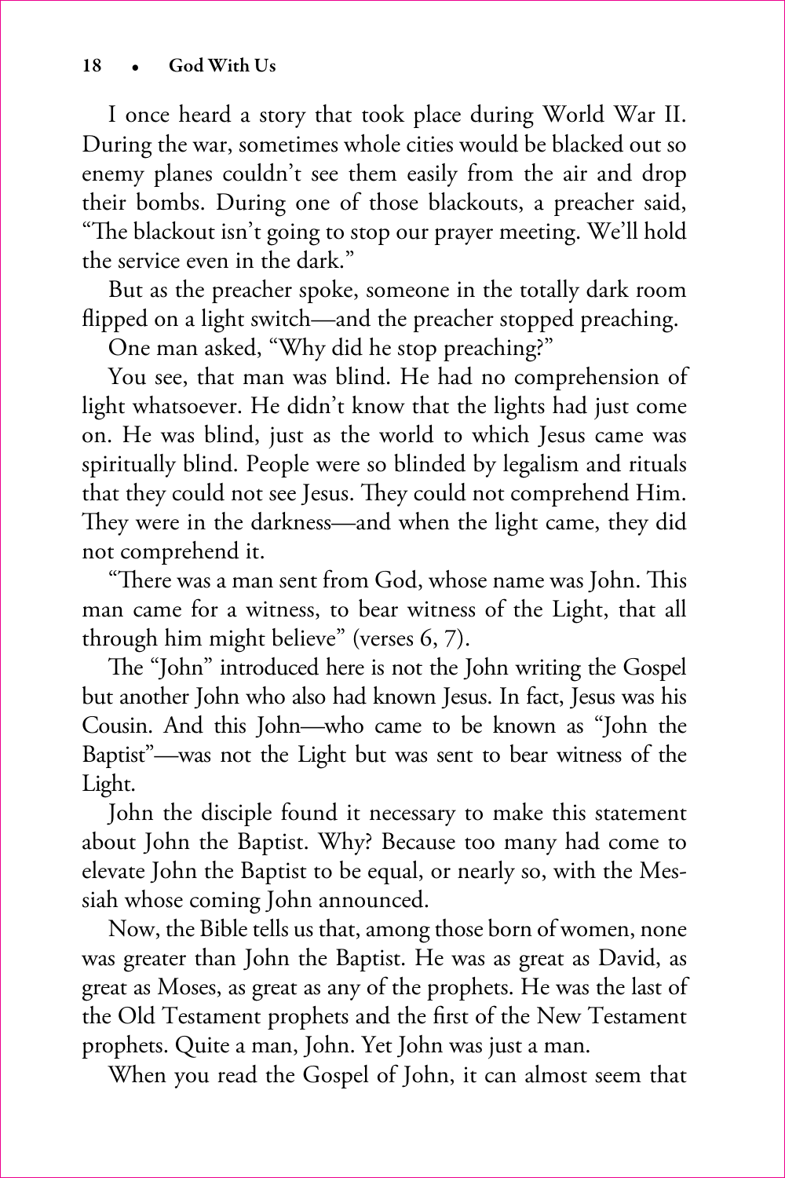I once heard a story that took place during World War II. During the war, sometimes whole cities would be blacked out so enemy planes couldn't see them easily from the air and drop their bombs. During one of those blackouts, a preacher said, "The blackout isn't going to stop our prayer meeting. We'll hold the service even in the dark."

But as the preacher spoke, someone in the totally dark room flipped on a light switch—and the preacher stopped preaching.

One man asked, "Why did he stop preaching?"

You see, that man was blind. He had no comprehension of light whatsoever. He didn't know that the lights had just come on. He was blind, just as the world to which Jesus came was spiritually blind. People were so blinded by legalism and rituals that they could not see Jesus. They could not comprehend Him. They were in the darkness—and when the light came, they did not comprehend it.

"There was a man sent from God, whose name was John. This man came for a witness, to bear witness of the Light, that all through him might believe" (verses 6, 7).

The "John" introduced here is not the John writing the Gospel but another John who also had known Jesus. In fact, Jesus was his Cousin. And this John—who came to be known as "John the Baptist"—was not the Light but was sent to bear witness of the Light.

John the disciple found it necessary to make this statement about John the Baptist. Why? Because too many had come to elevate John the Baptist to be equal, or nearly so, with the Messiah whose coming John announced.

Now, the Bible tells us that, among those born of women, none was greater than John the Baptist. He was as great as David, as great as Moses, as great as any of the prophets. He was the last of the Old Testament prophets and the first of the New Testament prophets. Quite a man, John. Yet John was just a man.

When you read the Gospel of John, it can almost seem that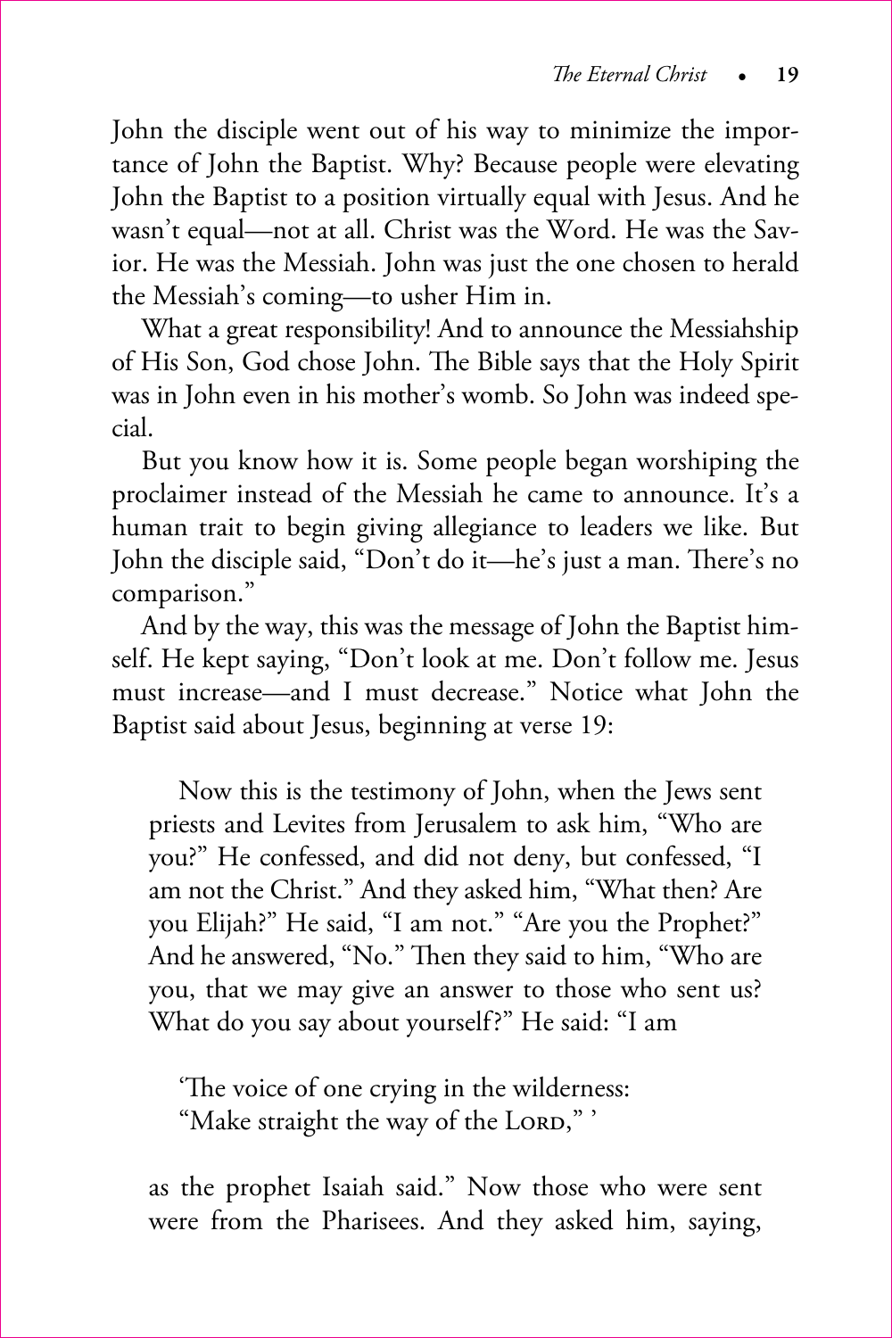John the disciple went out of his way to minimize the importance of John the Baptist. Why? Because people were elevating John the Baptist to a position virtually equal with Jesus. And he wasn't equal—not at all. Christ was the Word. He was the Savior. He was the Messiah. John was just the one chosen to herald the Messiah's coming—to usher Him in.

What a great responsibility! And to announce the Messiahship of His Son, God chose John. The Bible says that the Holy Spirit was in John even in his mother's womb. So John was indeed special.

But you know how it is. Some people began worshiping the proclaimer instead of the Messiah he came to announce. It's a human trait to begin giving allegiance to leaders we like. But John the disciple said, "Don't do it—he's just a man. There's no comparison."

And by the way, this was the message of John the Baptist himself. He kept saying, "Don't look at me. Don't follow me. Jesus must increase—and I must decrease." Notice what John the Baptist said about Jesus, beginning at verse 19:

> Now this is the testimony of John, when the Jews sent priests and Levites from Jerusalem to ask him, "Who are you?" He confessed, and did not deny, but confessed, "I am not the Christ." And they asked him, "What then? Are you Elijah?" He said, "I am not." "Are you the Prophet?" And he answered, "No." Then they said to him, "Who are you, that we may give an answer to those who sent us? What do you say about yourself?" He said: "I am
>
> 'The voice of one crying in the wilderness:
> "Make straight the way of the LORD," '
>
> as the prophet Isaiah said." Now those who were sent were from the Pharisees. And they asked him, saying,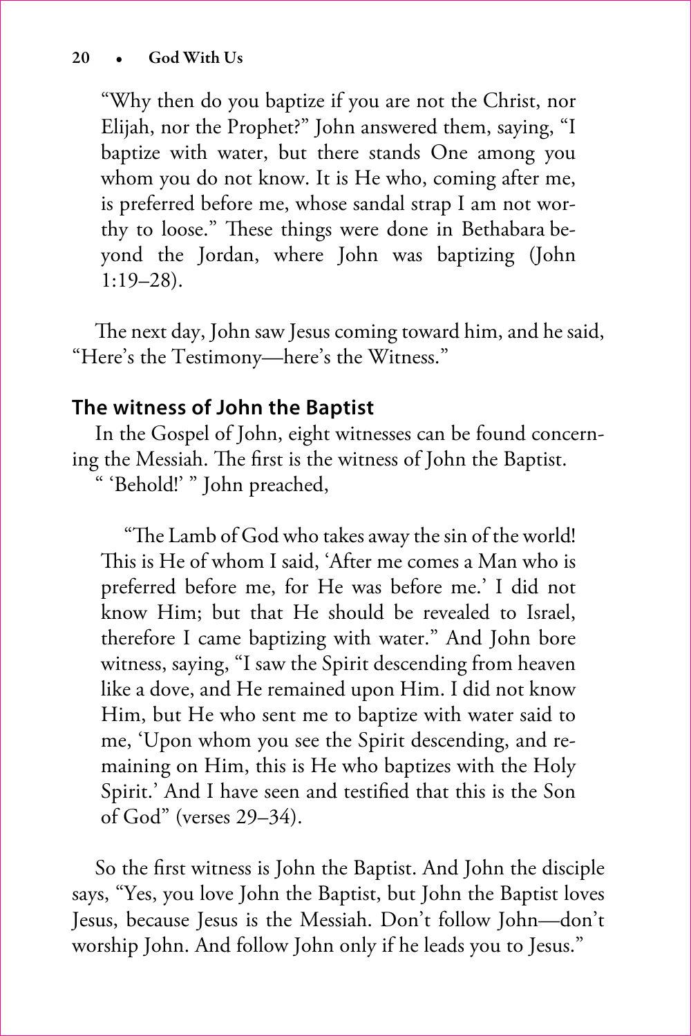"Why then do you baptize if you are not the Christ, nor Elijah, nor the Prophet?" John answered them, saying, "I baptize with water, but there stands One among you whom you do not know. It is He who, coming after me, is preferred before me, whose sandal strap I am not worthy to loose." These things were done in Bethabara beyond the Jordan, where John was baptizing (John 1:19–28).

The next day, John saw Jesus coming toward him, and he said, "Here's the Testimony—here's the Witness."

## The witness of John the Baptist

In the Gospel of John, eight witnesses can be found concerning the Messiah. The first is the witness of John the Baptist.

" 'Behold!' " John preached,

> "The Lamb of God who takes away the sin of the world! This is He of whom I said, 'After me comes a Man who is preferred before me, for He was before me.' I did not know Him; but that He should be revealed to Israel, therefore I came baptizing with water." And John bore witness, saying, "I saw the Spirit descending from heaven like a dove, and He remained upon Him. I did not know Him, but He who sent me to baptize with water said to me, 'Upon whom you see the Spirit descending, and remaining on Him, this is He who baptizes with the Holy Spirit.' And I have seen and testified that this is the Son of God" (verses 29–34).

So the first witness is John the Baptist. And John the disciple says, "Yes, you love John the Baptist, but John the Baptist loves Jesus, because Jesus is the Messiah. Don't follow John—don't worship John. And follow John only if he leads you to Jesus."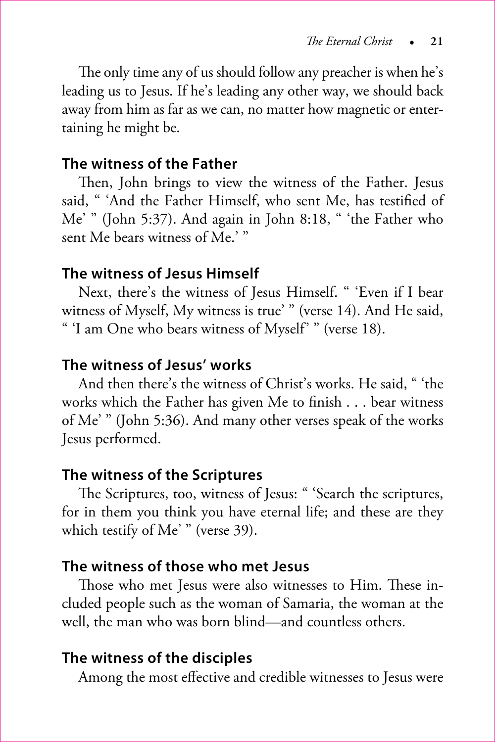The only time any of us should follow any preacher is when he's leading us to Jesus. If he's leading any other way, we should back away from him as far as we can, no matter how magnetic or entertaining he might be.

### The witness of the Father

Then, John brings to view the witness of the Father. Jesus said, " 'And the Father Himself, who sent Me, has testified of Me' " (John 5:37). And again in John 8:18, " 'the Father who sent Me bears witness of Me.' "

### The witness of Jesus Himself

Next, there's the witness of Jesus Himself. " 'Even if I bear witness of Myself, My witness is true' " (verse 14). And He said, " 'I am One who bears witness of Myself' " (verse 18).

### The witness of Jesus' works

And then there's the witness of Christ's works. He said, " 'the works which the Father has given Me to finish . . . bear witness of Me' " (John 5:36). And many other verses speak of the works Jesus performed.

### The witness of the Scriptures

The Scriptures, too, witness of Jesus: " 'Search the scriptures, for in them you think you have eternal life; and these are they which testify of Me' " (verse 39).

### The witness of those who met Jesus

Those who met Jesus were also witnesses to Him. These included people such as the woman of Samaria, the woman at the well, the man who was born blind—and countless others.

### The witness of the disciples

Among the most effective and credible witnesses to Jesus were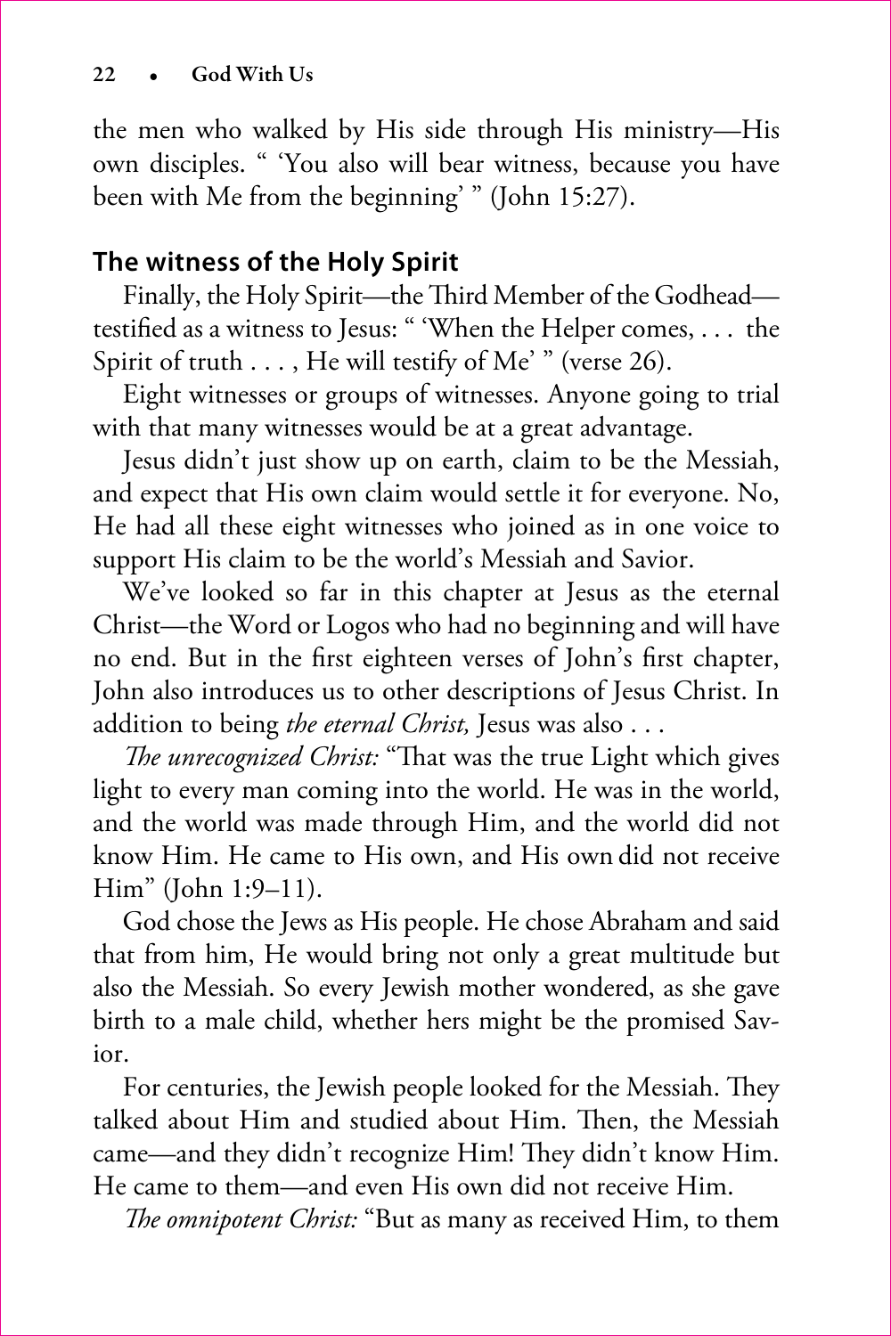the men who walked by His side through His ministry—His own disciples. " 'You also will bear witness, because you have been with Me from the beginning' " (John 15:27).

## The witness of the Holy Spirit

Finally, the Holy Spirit—the Third Member of the Godhead—testified as a witness to Jesus: " 'When the Helper comes, . . . the Spirit of truth . . . , He will testify of Me' " (verse 26).

Eight witnesses or groups of witnesses. Anyone going to trial with that many witnesses would be at a great advantage.

Jesus didn't just show up on earth, claim to be the Messiah, and expect that His own claim would settle it for everyone. No, He had all these eight witnesses who joined as in one voice to support His claim to be the world's Messiah and Savior.

We've looked so far in this chapter at Jesus as the eternal Christ—the Word or Logos who had no beginning and will have no end. But in the first eighteen verses of John's first chapter, John also introduces us to other descriptions of Jesus Christ. In addition to being *the eternal Christ,* Jesus was also . . .

*The unrecognized Christ:* "That was the true Light which gives light to every man coming into the world. He was in the world, and the world was made through Him, and the world did not know Him. He came to His own, and His own did not receive Him" (John 1:9–11).

God chose the Jews as His people. He chose Abraham and said that from him, He would bring not only a great multitude but also the Messiah. So every Jewish mother wondered, as she gave birth to a male child, whether hers might be the promised Savior.

For centuries, the Jewish people looked for the Messiah. They talked about Him and studied about Him. Then, the Messiah came—and they didn't recognize Him! They didn't know Him. He came to them—and even His own did not receive Him.

*The omnipotent Christ:* "But as many as received Him, to them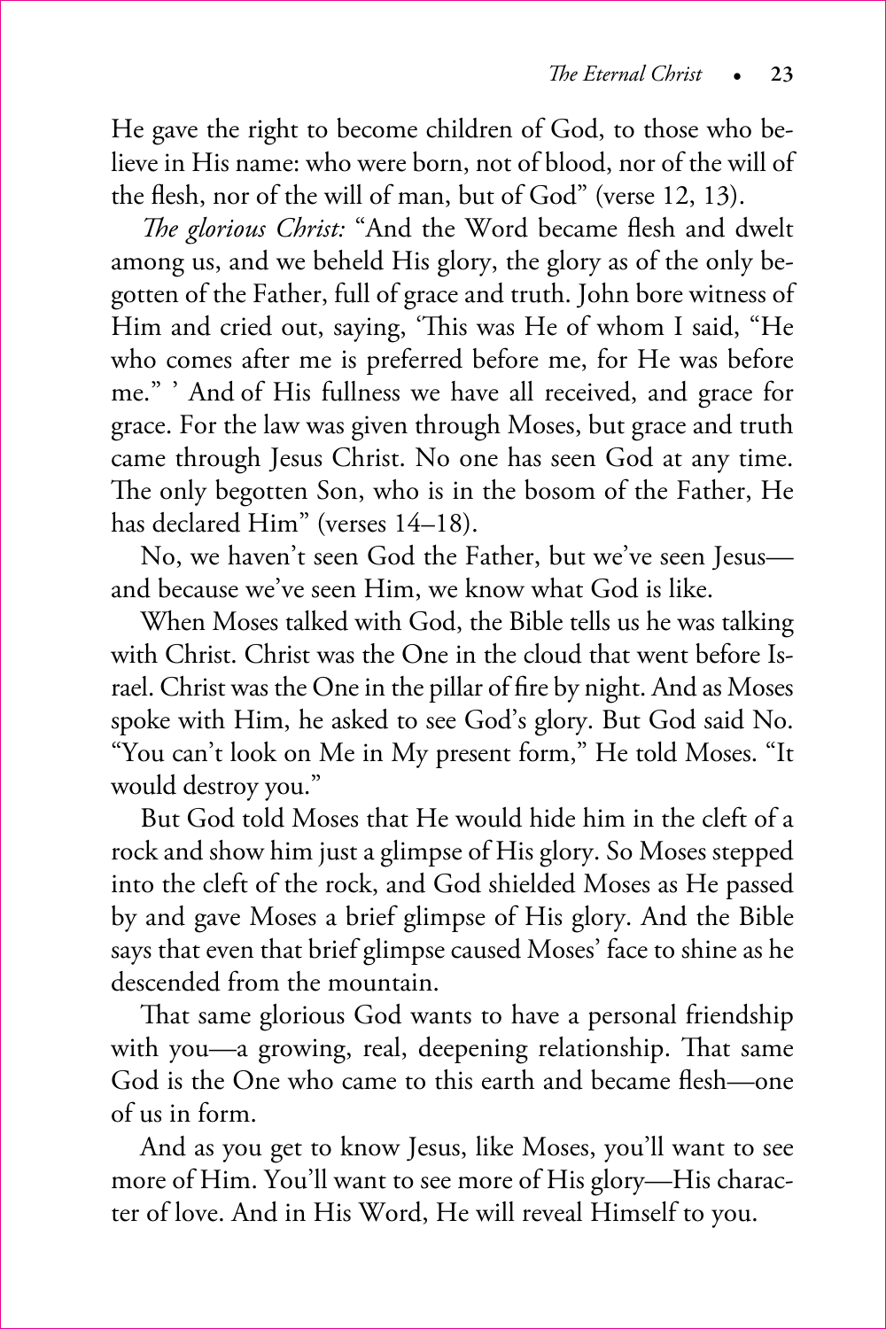He gave the right to become children of God, to those who believe in His name: who were born, not of blood, nor of the will of the flesh, nor of the will of man, but of God" (verse 12, 13).

*The glorious Christ:* "And the Word became flesh and dwelt among us, and we beheld His glory, the glory as of the only begotten of the Father, full of grace and truth. John bore witness of Him and cried out, saying, 'This was He of whom I said, "He who comes after me is preferred before me, for He was before me." ' And of His fullness we have all received, and grace for grace. For the law was given through Moses, but grace and truth came through Jesus Christ. No one has seen God at any time. The only begotten Son, who is in the bosom of the Father, He has declared Him" (verses 14–18).

No, we haven't seen God the Father, but we've seen Jesus—and because we've seen Him, we know what God is like.

When Moses talked with God, the Bible tells us he was talking with Christ. Christ was the One in the cloud that went before Israel. Christ was the One in the pillar of fire by night. And as Moses spoke with Him, he asked to see God's glory. But God said No. "You can't look on Me in My present form," He told Moses. "It would destroy you."

But God told Moses that He would hide him in the cleft of a rock and show him just a glimpse of His glory. So Moses stepped into the cleft of the rock, and God shielded Moses as He passed by and gave Moses a brief glimpse of His glory. And the Bible says that even that brief glimpse caused Moses' face to shine as he descended from the mountain.

That same glorious God wants to have a personal friendship with you—a growing, real, deepening relationship. That same God is the One who came to this earth and became flesh—one of us in form.

And as you get to know Jesus, like Moses, you'll want to see more of Him. You'll want to see more of His glory—His character of love. And in His Word, He will reveal Himself to you.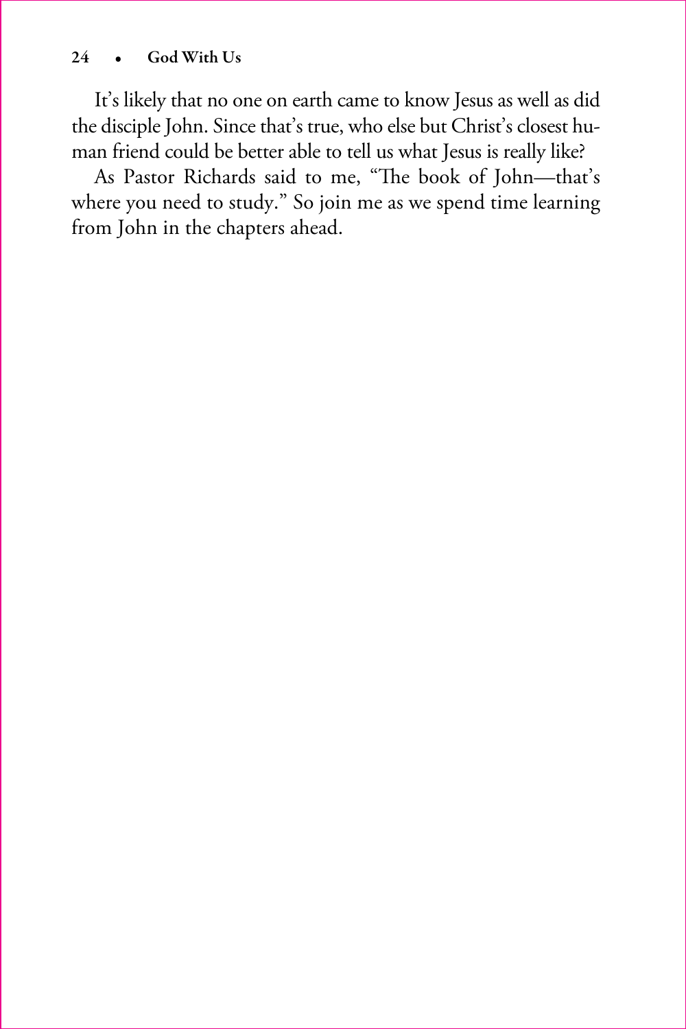It's likely that no one on earth came to know Jesus as well as did the disciple John. Since that's true, who else but Christ's closest human friend could be better able to tell us what Jesus is really like?

As Pastor Richards said to me, "The book of John—that's where you need to study." So join me as we spend time learning from John in the chapters ahead.